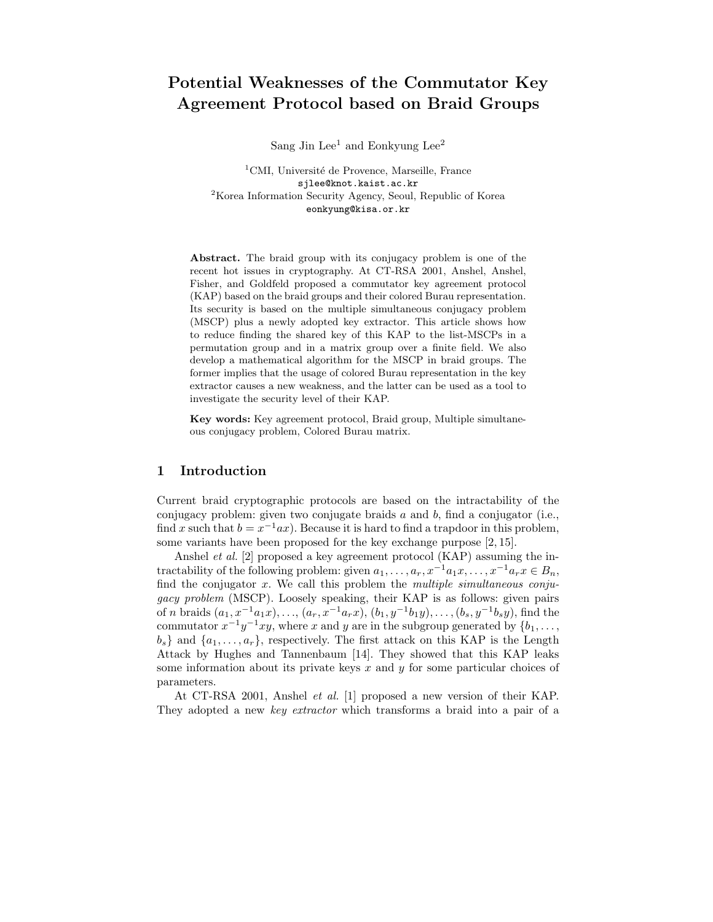# Potential Weaknesses of the Commutator Key Agreement Protocol based on Braid Groups

Sang Jin Lee[1] and Eonkyung Lee[2]

[1]CMI, Université de Provence, Marseille, France
sjlee@knot.kaist.ac.kr
[2]Korea Information Security Agency, Seoul, Republic of Korea
eonkyung@kisa.or.kr

**Abstract.** The braid group with its conjugacy problem is one of the recent hot issues in cryptography. At CT-RSA 2001, Anshel, Anshel, Fisher, and Goldfeld proposed a commutator key agreement protocol (KAP) based on the braid groups and their colored Burau representation. Its security is based on the multiple simultaneous conjugacy problem (MSCP) plus a newly adopted key extractor. This article shows how to reduce finding the shared key of this KAP to the list-MSCPs in a permutation group and in a matrix group over a finite field. We also develop a mathematical algorithm for the MSCP in braid groups. The former implies that the usage of colored Burau representation in the key extractor causes a new weakness, and the latter can be used as a tool to investigate the security level of their KAP.

**Key words:** Key agreement protocol, Braid group, Multiple simultaneous conjugacy problem, Colored Burau matrix.

## 1 Introduction

Current braid cryptographic protocols are based on the intractability of the conjugacy problem: given two conjugate braids $a$ and $b$, find a conjugator (i.e., find $x$ such that $b = x^{-1}ax$). Because it is hard to find a trapdoor in this problem, some variants have been proposed for the key exchange purpose [2, 15].

Anshel *et al.* [2] proposed a key agreement protocol (KAP) assuming the intractability of the following problem: given $a_1, \ldots, a_r, x^{-1}a_1x, \ldots, x^{-1}a_rx \in B_n$, find the conjugator $x$. We call this problem the *multiple simultaneous conjugacy problem* (MSCP). Loosely speaking, their KAP is as follows: given pairs of $n$ braids $(a_1, x^{-1}a_1x), \ldots, (a_r, x^{-1}a_rx)$, $(b_1, y^{-1}b_1y), \ldots, (b_s, y^{-1}b_sy)$, find the commutator $x^{-1}y^{-1}xy$, where $x$ and $y$ are in the subgroup generated by $\{b_1, \ldots, b_s\}$ and $\{a_1, \ldots, a_r\}$, respectively. The first attack on this KAP is the Length Attack by Hughes and Tannenbaum [14]. They showed that this KAP leaks some information about its private keys $x$ and $y$ for some particular choices of parameters.

At CT-RSA 2001, Anshel *et al.* [1] proposed a new version of their KAP. They adopted a new *key extractor* which transforms a braid into a pair of a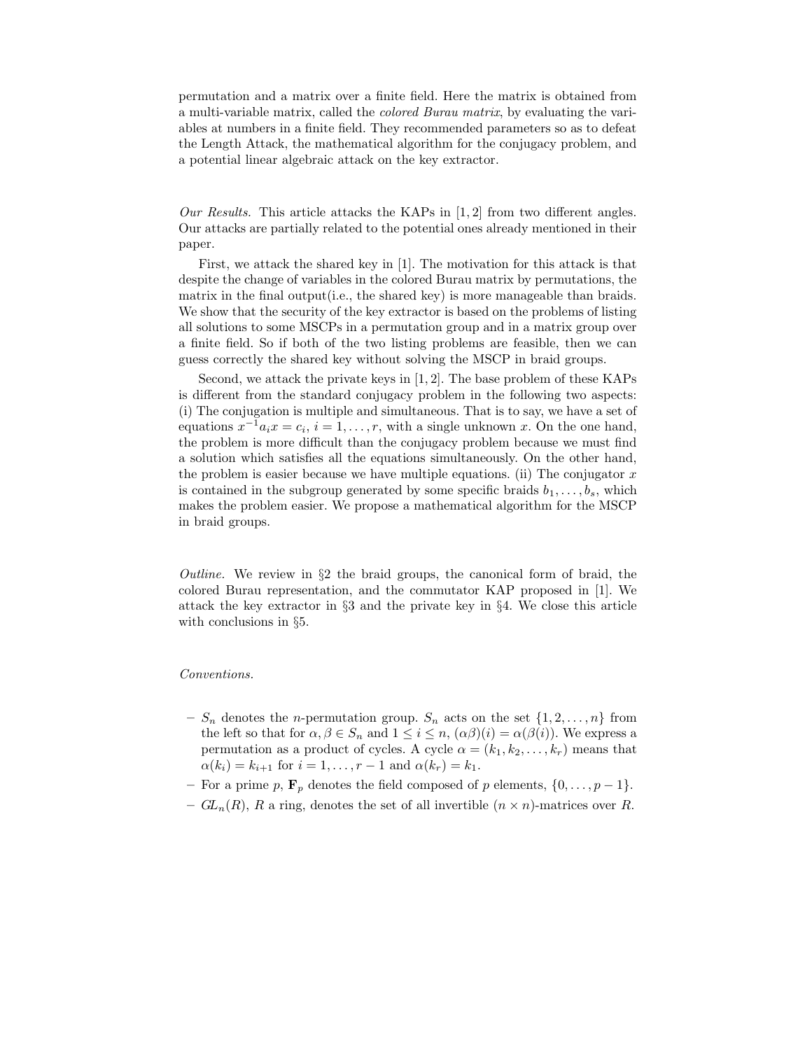permutation and a matrix over a finite field. Here the matrix is obtained from a multi-variable matrix, called the *colored Burau matrix*, by evaluating the variables at numbers in a finite field. They recommended parameters so as to defeat the Length Attack, the mathematical algorithm for the conjugacy problem, and a potential linear algebraic attack on the key extractor.

*Our Results.* This article attacks the KAPs in [1, 2] from two different angles. Our attacks are partially related to the potential ones already mentioned in their paper.

First, we attack the shared key in [1]. The motivation for this attack is that despite the change of variables in the colored Burau matrix by permutations, the matrix in the final output(i.e., the shared key) is more manageable than braids. We show that the security of the key extractor is based on the problems of listing all solutions to some MSCPs in a permutation group and in a matrix group over a finite field. So if both of the two listing problems are feasible, then we can guess correctly the shared key without solving the MSCP in braid groups.

Second, we attack the private keys in [1, 2]. The base problem of these KAPs is different from the standard conjugacy problem in the following two aspects: (i) The conjugation is multiple and simultaneous. That is to say, we have a set of equations $x^{-1}a_ix = c_i$, $i = 1, \ldots, r$, with a single unknown $x$. On the one hand, the problem is more difficult than the conjugacy problem because we must find a solution which satisfies all the equations simultaneously. On the other hand, the problem is easier because we have multiple equations. (ii) The conjugator $x$ is contained in the subgroup generated by some specific braids $b_1, \ldots, b_s$, which makes the problem easier. We propose a mathematical algorithm for the MSCP in braid groups.

*Outline.* We review in §2 the braid groups, the canonical form of braid, the colored Burau representation, and the commutator KAP proposed in [1]. We attack the key extractor in §3 and the private key in §4. We close this article with conclusions in §5.

*Conventions.*

- $S_n$ denotes the $n$-permutation group. $S_n$ acts on the set $\{1, 2, \ldots, n\}$ from the left so that for $\alpha, \beta \in S_n$ and $1 \le i \le n$, $(\alpha\beta)(i) = \alpha(\beta(i))$. We express a permutation as a product of cycles. A cycle $\alpha = (k_1, k_2, \ldots, k_r)$ means that $\alpha(k_i) = k_{i+1}$ for $i = 1, \ldots, r-1$ and $\alpha(k_r) = k_1$.
- For a prime $p$, $\mathbf{F}_p$ denotes the field composed of $p$ elements, $\{0, \ldots, p-1\}$.
- $GL_n(R)$, $R$ a ring, denotes the set of all invertible $(n \times n)$-matrices over $R$.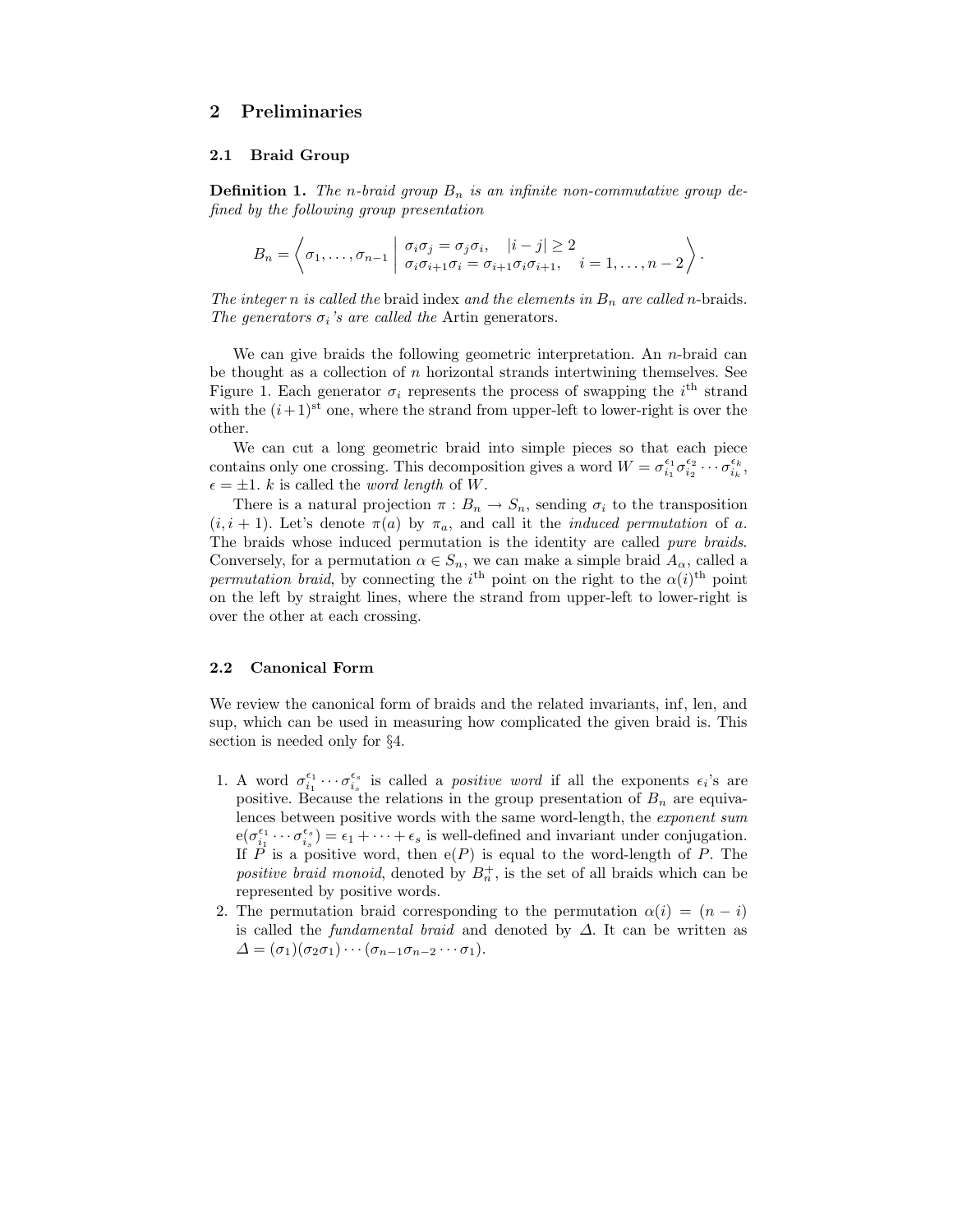## 2 Preliminaries

### 2.1 Braid Group

**Definition 1.** *The $n$-braid group $B_n$ is an infinite non-commutative group defined by the following group presentation*

$$B_n = \left\langle \sigma_1, \ldots, \sigma_{n-1} \;\middle|\; \begin{array}{ll} \sigma_i\sigma_j = \sigma_j\sigma_i, & |i-j| \geq 2 \\ \sigma_i\sigma_{i+1}\sigma_i = \sigma_{i+1}\sigma_i\sigma_{i+1}, & i = 1, \ldots, n-2 \end{array} \right\rangle.$$

*The integer $n$ is called the* braid index *and the elements in $B_n$ are called $n$*-braids. *The generators $\sigma_i$'s are called the* Artin generators.

We can give braids the following geometric interpretation. An $n$-braid can be thought as a collection of $n$ horizontal strands intertwining themselves. See Figure 1. Each generator $\sigma_i$ represents the process of swapping the $i^{\text{th}}$ strand with the $(i+1)^{\text{st}}$ one, where the strand from upper-left to lower-right is over the other.

We can cut a long geometric braid into simple pieces so that each piece contains only one crossing. This decomposition gives a word $W = \sigma_{i_1}^{\epsilon_1}\sigma_{i_2}^{\epsilon_2}\cdots\sigma_{i_k}^{\epsilon_k}$, $\epsilon = \pm 1$. $k$ is called the *word length* of $W$.

There is a natural projection $\pi : B_n \to S_n$, sending $\sigma_i$ to the transposition $(i, i+1)$. Let's denote $\pi(a)$ by $\pi_a$, and call it the *induced permutation* of $a$. The braids whose induced permutation is the identity are called *pure braids*. Conversely, for a permutation $\alpha \in S_n$, we can make a simple braid $A_\alpha$, called a *permutation braid*, by connecting the $i^{\text{th}}$ point on the right to the $\alpha(i)^{\text{th}}$ point on the left by straight lines, where the strand from upper-left to lower-right is over the other at each crossing.

### 2.2 Canonical Form

We review the canonical form of braids and the related invariants, inf, len, and sup, which can be used in measuring how complicated the given braid is. This section is needed only for §4.

1. A word $\sigma_{i_1}^{\epsilon_1}\cdots\sigma_{i_s}^{\epsilon_s}$ is called a *positive word* if all the exponents $\epsilon_i$'s are positive. Because the relations in the group presentation of $B_n$ are equivalences between positive words with the same word-length, the *exponent sum* $\mathrm{e}(\sigma_{i_1}^{\epsilon_1}\cdots\sigma_{i_s}^{\epsilon_s}) = \epsilon_1 + \cdots + \epsilon_s$ is well-defined and invariant under conjugation. If $P$ is a positive word, then $\mathrm{e}(P)$ is equal to the word-length of $P$. The *positive braid monoid*, denoted by $B_n^+$, is the set of all braids which can be represented by positive words.
2. The permutation braid corresponding to the permutation $\alpha(i) = (n-i)$ is called the *fundamental braid* and denoted by $\Delta$. It can be written as $\Delta = (\sigma_1)(\sigma_2\sigma_1)\cdots(\sigma_{n-1}\sigma_{n-2}\cdots\sigma_1)$.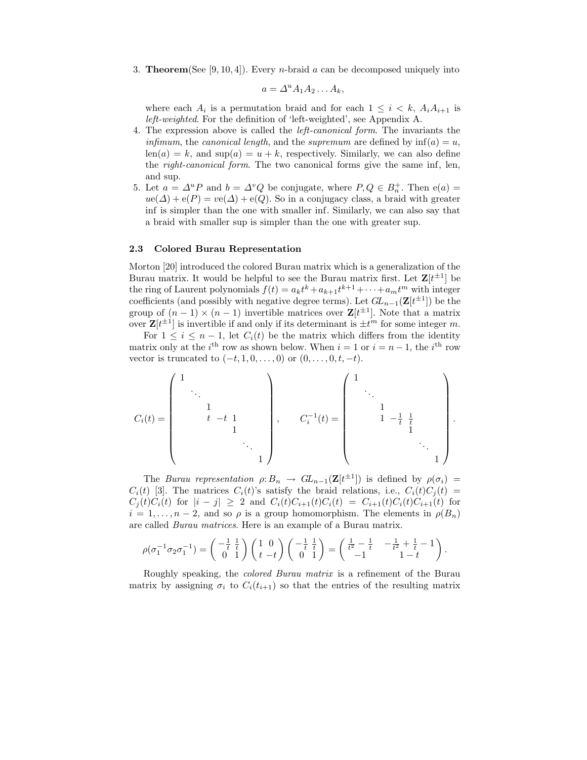3. **Theorem**(See [9, 10, 4]). Every $n$-braid $a$ can be decomposed uniquely into

$$a = \Delta^u A_1 A_2 \dots A_k,$$

where each $A_i$ is a permutation braid and for each $1 \le i < k$, $A_i A_{i+1}$ is *left-weighted*. For the definition of 'left-weighted', see Appendix A.

4. The expression above is called the *left-canonical form*. The invariants the *infimum*, the *canonical length*, and the *supremum* are defined by $\inf(a) = u$, $\mathrm{len}(a) = k$, and $\sup(a) = u + k$, respectively. Similarly, we can also define the *right-canonical form*. The two canonical forms give the same inf, len, and sup.
5. Let $a = \Delta^u P$ and $b = \Delta^v Q$ be conjugate, where $P, Q \in B_n^+$. Then $\mathrm{e}(a) = u\mathrm{e}(\Delta) + \mathrm{e}(P) = v\mathrm{e}(\Delta) + \mathrm{e}(Q)$. So in a conjugacy class, a braid with greater inf is simpler than the one with smaller inf. Similarly, we can also say that a braid with smaller sup is simpler than the one with greater sup.

### 2.3 Colored Burau Representation

Morton [20] introduced the colored Burau matrix which is a generalization of the Burau matrix. It would be helpful to see the Burau matrix first. Let $\mathbf{Z}[t^{\pm 1}]$ be the ring of Laurent polynomials $f(t) = a_k t^k + a_{k+1} t^{k+1} + \dots + a_m t^m$ with integer coefficients (and possibly with negative degree terms). Let $GL_{n-1}(\mathbf{Z}[t^{\pm 1}])$ be the group of $(n-1) \times (n-1)$ invertible matrices over $\mathbf{Z}[t^{\pm 1}]$. Note that a matrix over $\mathbf{Z}[t^{\pm 1}]$ is invertible if and only if its determinant is $\pm t^m$ for some integer $m$.

For $1 \le i \le n-1$, let $C_i(t)$ be the matrix which differs from the identity matrix only at the $i^{\text{th}}$ row as shown below. When $i = 1$ or $i = n-1$, the $i^{\text{th}}$ row vector is truncated to $(-t, 1, 0, \dots, 0)$ or $(0, \dots, 0, t, -t)$.

$$C_i(t) = \begin{pmatrix} 1 & & & & & & \\ & \ddots & & & & & \\ & & 1 & & & & \\ & & t & -t & 1 & & \\ & & & & 1 & & \\ & & & & & \ddots & \\ & & & & & & 1 \end{pmatrix}, \qquad C_i^{-1}(t) = \begin{pmatrix} 1 & & & & & & \\ & \ddots & & & & & \\ & & 1 & & & & \\ & & 1 & -\frac{1}{t} & \frac{1}{t} & & \\ & & & & 1 & & \\ & & & & & \ddots & \\ & & & & & & 1 \end{pmatrix}.$$

The *Burau representation* $\rho \colon B_n \to GL_{n-1}(\mathbf{Z}[t^{\pm 1}])$ is defined by $\rho(\sigma_i) = C_i(t)$ [3]. The matrices $C_i(t)$'s satisfy the braid relations, i.e., $C_i(t) C_j(t) = C_j(t) C_i(t)$ for $|i - j| \ge 2$ and $C_i(t) C_{i+1}(t) C_i(t) = C_{i+1}(t) C_i(t) C_{i+1}(t)$ for $i = 1, \dots, n-2$, and so $\rho$ is a group homomorphism. The elements in $\rho(B_n)$ are called *Burau matrices*. Here is an example of a Burau matrix.

$$\rho(\sigma_1^{-1}\sigma_2\sigma_1^{-1}) = \begin{pmatrix} -\frac{1}{t} & \frac{1}{t} \\ 0 & 1 \end{pmatrix} \begin{pmatrix} 1 & 0 \\ t & -t \end{pmatrix} \begin{pmatrix} -\frac{1}{t} & \frac{1}{t} \\ 0 & 1 \end{pmatrix} = \begin{pmatrix} \frac{1}{t^2} - \frac{1}{t} & -\frac{1}{t^2} + \frac{1}{t} - 1 \\ -1 & 1 - t \end{pmatrix}.$$

Roughly speaking, the *colored Burau matrix* is a refinement of the Burau matrix by assigning $\sigma_i$ to $C_i(t_{i+1})$ so that the entries of the resulting matrix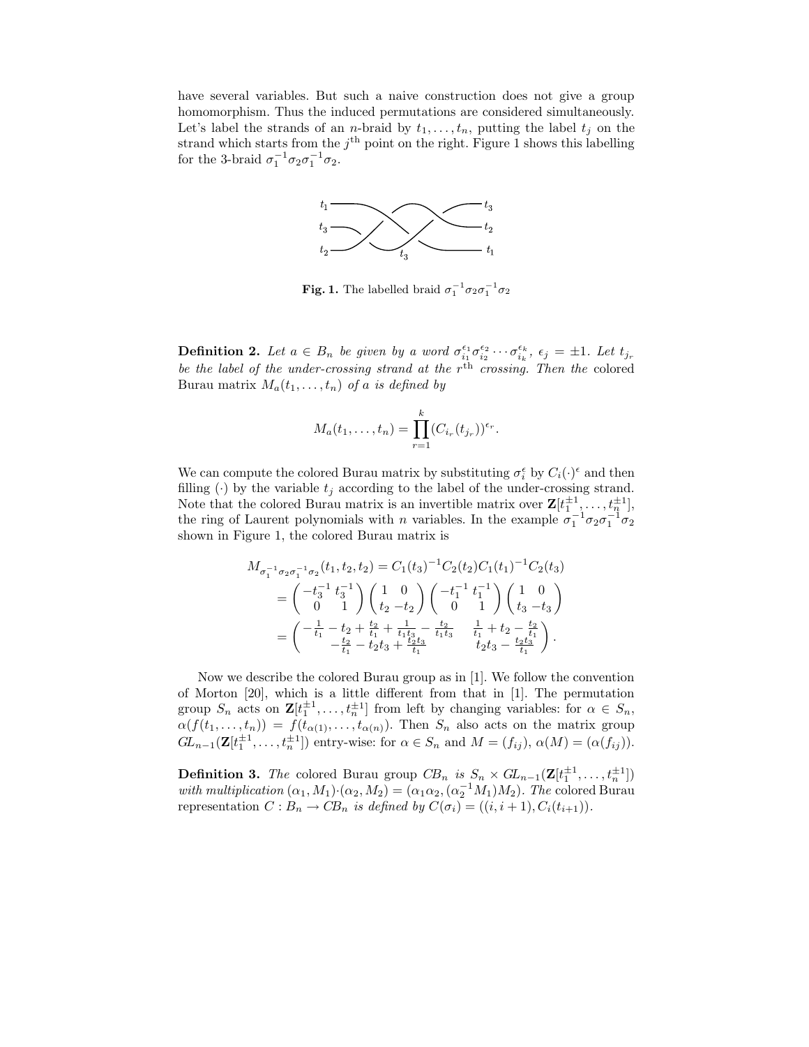have several variables. But such a naive construction does not give a group homomorphism. Thus the induced permutations are considered simultaneously. Let's label the strands of an $n$-braid by $t_1, \ldots, t_n$, putting the label $t_j$ on the strand which starts from the $j^{\text{th}}$ point on the right. Figure 1 shows this labelling for the 3-braid $\sigma_1^{-1}\sigma_2\sigma_1^{-1}\sigma_2$.

**Fig. 1.** The labelled braid $\sigma_1^{-1}\sigma_2\sigma_1^{-1}\sigma_2$

**Definition 2.** *Let $a \in B_n$ be given by a word $\sigma_{i_1}^{\epsilon_1}\sigma_{i_2}^{\epsilon_2}\cdots\sigma_{i_k}^{\epsilon_k}$, $\epsilon_j = \pm 1$. Let $t_{j_r}$ be the label of the under-crossing strand at the $r^{\text{th}}$ crossing. Then the* colored Burau matrix *$M_a(t_1, \ldots, t_n)$ of $a$ is defined by*

$$M_a(t_1, \ldots, t_n) = \prod_{r=1}^{k} (C_{i_r}(t_{j_r}))^{\epsilon_r}.$$

We can compute the colored Burau matrix by substituting $\sigma_i^{\epsilon}$ by $C_i(\cdot)^{\epsilon}$ and then filling $(\cdot)$ by the variable $t_j$ according to the label of the under-crossing strand. Note that the colored Burau matrix is an invertible matrix over $\mathbf{Z}[t_1^{\pm 1}, \ldots, t_n^{\pm 1}]$, the ring of Laurent polynomials with $n$ variables. In the example $\sigma_1^{-1}\sigma_2\sigma_1^{-1}\sigma_2$ shown in Figure 1, the colored Burau matrix is

$$\begin{aligned}
M_{\sigma_1^{-1}\sigma_2\sigma_1^{-1}\sigma_2}(t_1, t_2, t_2) &= C_1(t_3)^{-1}C_2(t_2)C_1(t_1)^{-1}C_2(t_3) \\
&= \begin{pmatrix} -t_3^{-1} & t_3^{-1} \\ 0 & 1 \end{pmatrix} \begin{pmatrix} 1 & 0 \\ t_2 & -t_2 \end{pmatrix} \begin{pmatrix} -t_1^{-1} & t_1^{-1} \\ 0 & 1 \end{pmatrix} \begin{pmatrix} 1 & 0 \\ t_3 & -t_3 \end{pmatrix} \\
&= \begin{pmatrix} -\frac{1}{t_1} - t_2 + \frac{t_2}{t_1} + \frac{1}{t_1 t_3} - \frac{t_2}{t_1 t_3} & \frac{1}{t_1} + t_2 - \frac{t_2}{t_1} \\ -\frac{t_2}{t_1} - t_2 t_3 + \frac{t_2 t_3}{t_1} & t_2 t_3 - \frac{t_2 t_3}{t_1} \end{pmatrix}.
\end{aligned}$$

Now we describe the colored Burau group as in [1]. We follow the convention of Morton [20], which is a little different from that in [1]. The permutation group $S_n$ acts on $\mathbf{Z}[t_1^{\pm 1}, \ldots, t_n^{\pm 1}]$ from left by changing variables: for $\alpha \in S_n$, $\alpha(f(t_1, \ldots, t_n)) = f(t_{\alpha(1)}, \ldots, t_{\alpha(n)})$. Then $S_n$ also acts on the matrix group $GL_{n-1}(\mathbf{Z}[t_1^{\pm 1}, \ldots, t_n^{\pm 1}])$ entry-wise: for $\alpha \in S_n$ and $M = (f_{ij})$, $\alpha(M) = (\alpha(f_{ij}))$.

**Definition 3.** *The* colored Burau group *$CB_n$ is $S_n \times GL_{n-1}(\mathbf{Z}[t_1^{\pm 1}, \ldots, t_n^{\pm 1}])$ with multiplication $(\alpha_1, M_1)\cdot(\alpha_2, M_2) = (\alpha_1\alpha_2, (\alpha_2^{-1}M_1)M_2)$. The* colored Burau representation *$C : B_n \to CB_n$ is defined by $C(\sigma_i) = ((i, i+1), C_i(t_{i+1}))$.*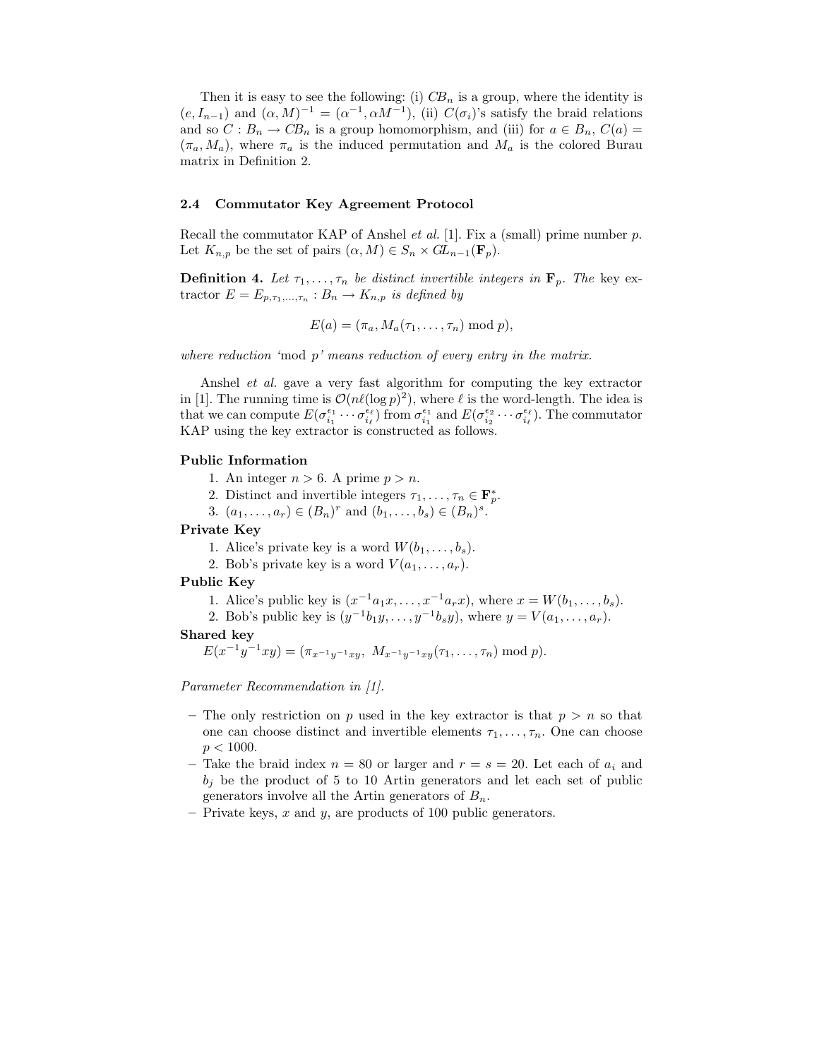Then it is easy to see the following: (i) $CB_n$ is a group, where the identity is $(e, I_{n-1})$ and $(\alpha, M)^{-1} = (\alpha^{-1}, \alpha M^{-1})$, (ii) $C(\sigma_i)$'s satisfy the braid relations and so $C : B_n \to CB_n$ is a group homomorphism, and (iii) for $a \in B_n$, $C(a) = (\pi_a, M_a)$, where $\pi_a$ is the induced permutation and $M_a$ is the colored Burau matrix in Definition 2.

### 2.4 Commutator Key Agreement Protocol

Recall the commutator KAP of Anshel *et al.* [1]. Fix a (small) prime number $p$. Let $K_{n,p}$ be the set of pairs $(\alpha, M) \in S_n \times GL_{n-1}(\mathbf{F}_p)$.

**Definition 4.** *Let $\tau_1, \ldots, \tau_n$ be distinct invertible integers in $\mathbf{F}_p$. The* key extractor *$E = E_{p,\tau_1,\ldots,\tau_n} : B_n \to K_{n,p}$ is defined by*

$$E(a) = (\pi_a, M_a(\tau_1, \ldots, \tau_n) \bmod p),$$

*where reduction 'mod $p$' means reduction of every entry in the matrix.*

Anshel *et al.* gave a very fast algorithm for computing the key extractor in [1]. The running time is $\mathcal{O}(n\ell(\log p)^2)$, where $\ell$ is the word-length. The idea is that we can compute $E(\sigma_{i_1}^{\epsilon_1} \cdots \sigma_{i_\ell}^{\epsilon_\ell})$ from $\sigma_{i_1}^{\epsilon_1}$ and $E(\sigma_{i_2}^{\epsilon_2} \cdots \sigma_{i_\ell}^{\epsilon_\ell})$. The commutator KAP using the key extractor is constructed as follows.

**Public Information**

1. An integer $n > 6$. A prime $p > n$.
2. Distinct and invertible integers $\tau_1, \ldots, \tau_n \in \mathbf{F}_p^*$.
3. $(a_1, \ldots, a_r) \in (B_n)^r$ and $(b_1, \ldots, b_s) \in (B_n)^s$.

**Private Key**

1. Alice's private key is a word $W(b_1, \ldots, b_s)$.
2. Bob's private key is a word $V(a_1, \ldots, a_r)$.

**Public Key**

1. Alice's public key is $(x^{-1}a_1x, \ldots, x^{-1}a_rx)$, where $x = W(b_1, \ldots, b_s)$.
2. Bob's public key is $(y^{-1}b_1y, \ldots, y^{-1}b_sy)$, where $y = V(a_1, \ldots, a_r)$.

**Shared key**

$E(x^{-1}y^{-1}xy) = (\pi_{x^{-1}y^{-1}xy},\ M_{x^{-1}y^{-1}xy}(\tau_1, \ldots, \tau_n) \bmod p)$.

*Parameter Recommendation in [1].*

- The only restriction on $p$ used in the key extractor is that $p > n$ so that one can choose distinct and invertible elements $\tau_1, \ldots, \tau_n$. One can choose $p < 1000$.
- Take the braid index $n = 80$ or larger and $r = s = 20$. Let each of $a_i$ and $b_j$ be the product of 5 to 10 Artin generators and let each set of public generators involve all the Artin generators of $B_n$.
- Private keys, $x$ and $y$, are products of 100 public generators.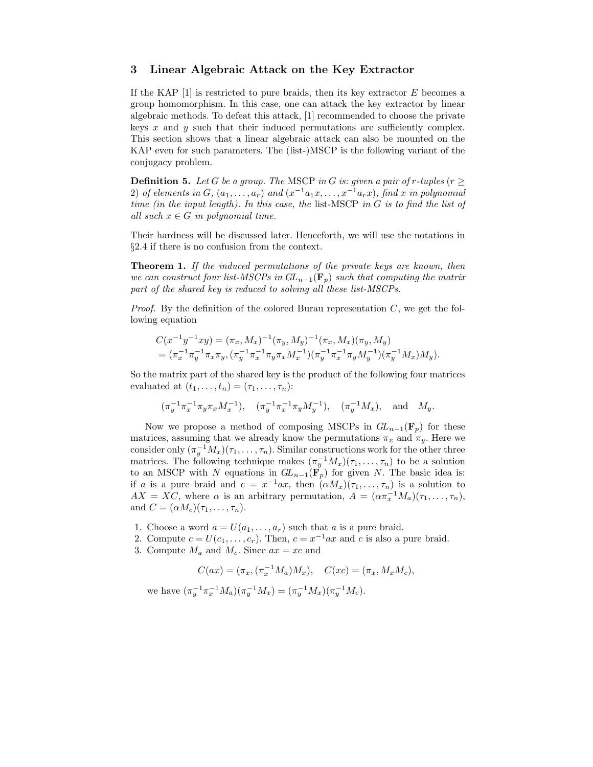## 3 Linear Algebraic Attack on the Key Extractor

If the KAP [1] is restricted to pure braids, then its key extractor $E$ becomes a group homomorphism. In this case, one can attack the key extractor by linear algebraic methods. To defeat this attack, [1] recommended to choose the private keys $x$ and $y$ such that their induced permutations are sufficiently complex. This section shows that a linear algebraic attack can also be mounted on the KAP even for such parameters. The (list-)MSCP is the following variant of the conjugacy problem.

**Definition 5.** *Let $G$ be a group. The* MSCP *in $G$ is: given a pair of $r$-tuples ($r \geq 2$) of elements in $G$, $(a_1, \ldots, a_r)$ and $(x^{-1}a_1x, \ldots, x^{-1}a_rx)$, find $x$ in polynomial time (in the input length). In this case, the* list-MSCP *in $G$ is to find the list of all such $x \in G$ in polynomial time.*

Their hardness will be discussed later. Henceforth, we will use the notations in §2.4 if there is no confusion from the context.

**Theorem 1.** *If the induced permutations of the private keys are known, then we can construct four list-MSCPs in $GL_{n-1}(\mathbf{F}_p)$ such that computing the matrix part of the shared key is reduced to solving all these list-MSCPs.*

*Proof.* By the definition of the colored Burau representation $C$, we get the following equation

$$
\begin{aligned}
C(x^{-1}y^{-1}xy) &= (\pi_x, M_x)^{-1}(\pi_y, M_y)^{-1}(\pi_x, M_x)(\pi_y, M_y) \\
&= (\pi_x^{-1}\pi_y^{-1}\pi_x\pi_y, (\pi_y^{-1}\pi_x^{-1}\pi_y\pi_x M_x^{-1})(\pi_y^{-1}\pi_x^{-1}\pi_y M_y^{-1})(\pi_y^{-1}M_x)M_y).
\end{aligned}
$$

So the matrix part of the shared key is the product of the following four matrices evaluated at $(t_1, \ldots, t_n) = (\tau_1, \ldots, \tau_n)$:

$$
(\pi_y^{-1}\pi_x^{-1}\pi_y\pi_x M_x^{-1}), \quad (\pi_y^{-1}\pi_x^{-1}\pi_y M_y^{-1}), \quad (\pi_y^{-1}M_x), \quad \text{and} \quad M_y.
$$

Now we propose a method of composing MSCPs in $GL_{n-1}(\mathbf{F}_p)$ for these matrices, assuming that we already know the permutations $\pi_x$ and $\pi_y$. Here we consider only $(\pi_y^{-1}M_x)(\tau_1, \ldots, \tau_n)$. Similar constructions work for the other three matrices. The following technique makes $(\pi_y^{-1}M_x)(\tau_1, \ldots, \tau_n)$ to be a solution to an MSCP with $N$ equations in $GL_{n-1}(\mathbf{F}_p)$ for given $N$. The basic idea is: if $a$ is a pure braid and $c = x^{-1}ax$, then $(\alpha M_x)(\tau_1, \ldots, \tau_n)$ is a solution to $AX = XC$, where $\alpha$ is an arbitrary permutation, $A = (\alpha\pi_x^{-1}M_a)(\tau_1, \ldots, \tau_n)$, and $C = (\alpha M_c)(\tau_1, \ldots, \tau_n)$.

1. Choose a word $a = U(a_1, \ldots, a_r)$ such that $a$ is a pure braid.
2. Compute $c = U(c_1, \ldots, c_r)$. Then, $c = x^{-1}ax$ and $c$ is also a pure braid.
3. Compute $M_a$ and $M_c$. Since $ax = xc$ and

$$
C(ax) = (\pi_x, (\pi_x^{-1}M_a)M_x), \quad C(xc) = (\pi_x, M_xM_c),
$$

   we have $(\pi_y^{-1}\pi_x^{-1}M_a)(\pi_y^{-1}M_x) = (\pi_y^{-1}M_x)(\pi_y^{-1}M_c)$.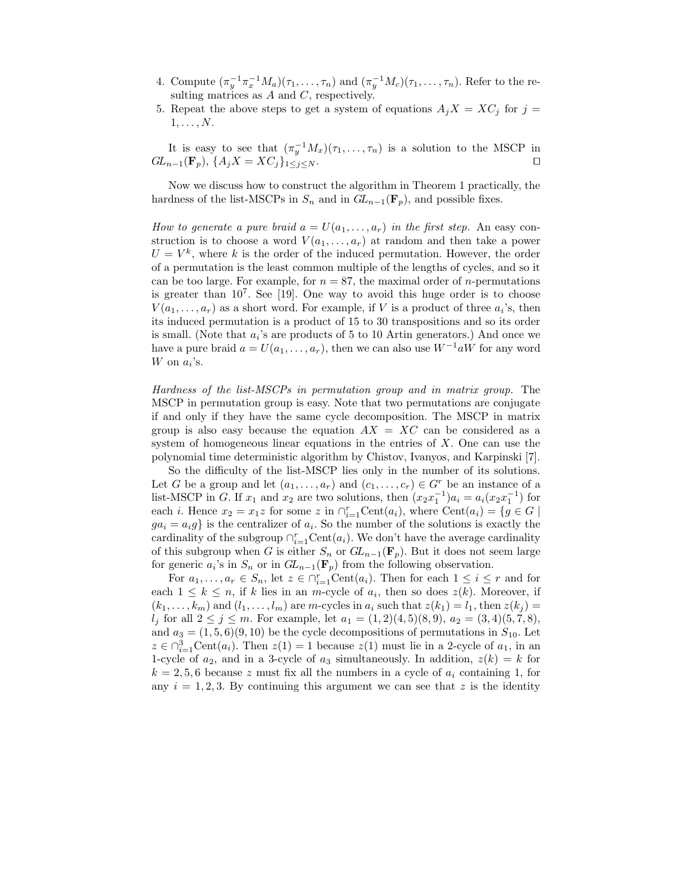4. Compute $(\pi_y^{-1}\pi_x^{-1}M_a)(\tau_1,\ldots,\tau_n)$ and $(\pi_y^{-1}M_c)(\tau_1,\ldots,\tau_n)$. Refer to the resulting matrices as $A$ and $C$, respectively.
5. Repeat the above steps to get a system of equations $A_jX = XC_j$ for $j = 1,\ldots,N$.

It is easy to see that $(\pi_y^{-1}M_x)(\tau_1,\ldots,\tau_n)$ is a solution to the MSCP in $GL_{n-1}(\mathbf{F}_p)$, $\{A_jX = XC_j\}_{1\le j\le N}$. $\square$

Now we discuss how to construct the algorithm in Theorem 1 practically, the hardness of the list-MSCPs in $S_n$ and in $GL_{n-1}(\mathbf{F}_p)$, and possible fixes.

*How to generate a pure braid $a = U(a_1,\ldots,a_r)$ in the first step.* An easy construction is to choose a word $V(a_1,\ldots,a_r)$ at random and then take a power $U = V^k$, where $k$ is the order of the induced permutation. However, the order of a permutation is the least common multiple of the lengths of cycles, and so it can be too large. For example, for $n = 87$, the maximal order of $n$-permutations is greater than $10^7$. See [19]. One way to avoid this huge order is to choose $V(a_1,\ldots,a_r)$ as a short word. For example, if $V$ is a product of three $a_i$'s, then its induced permutation is a product of 15 to 30 transpositions and so its order is small. (Note that $a_i$'s are products of 5 to 10 Artin generators.) And once we have a pure braid $a = U(a_1,\ldots,a_r)$, then we can also use $W^{-1}aW$ for any word $W$ on $a_i$'s.

*Hardness of the list-MSCPs in permutation group and in matrix group.* The MSCP in permutation group is easy. Note that two permutations are conjugate if and only if they have the same cycle decomposition. The MSCP in matrix group is also easy because the equation $AX = XC$ can be considered as a system of homogeneous linear equations in the entries of $X$. One can use the polynomial time deterministic algorithm by Chistov, Ivanyos, and Karpinski [7].

So the difficulty of the list-MSCP lies only in the number of its solutions. Let $G$ be a group and let $(a_1,\ldots,a_r)$ and $(c_1,\ldots,c_r)\in G^r$ be an instance of a list-MSCP in $G$. If $x_1$ and $x_2$ are two solutions, then $(x_2x_1^{-1})a_i = a_i(x_2x_1^{-1})$ for each $i$. Hence $x_2 = x_1z$ for some $z$ in $\cap_{i=1}^r\mathrm{Cent}(a_i)$, where $\mathrm{Cent}(a_i) = \{g\in G \mid ga_i = a_ig\}$ is the centralizer of $a_i$. So the number of the solutions is exactly the cardinality of the subgroup $\cap_{i=1}^r\mathrm{Cent}(a_i)$. We don't have the average cardinality of this subgroup when $G$ is either $S_n$ or $GL_{n-1}(\mathbf{F}_p)$. But it does not seem large for generic $a_i$'s in $S_n$ or in $GL_{n-1}(\mathbf{F}_p)$ from the following observation.

For $a_1,\ldots,a_r\in S_n$, let $z\in\cap_{i=1}^r\mathrm{Cent}(a_i)$. Then for each $1\le i\le r$ and for each $1\le k\le n$, if $k$ lies in an $m$-cycle of $a_i$, then so does $z(k)$. Moreover, if $(k_1,\ldots,k_m)$ and $(l_1,\ldots,l_m)$ are $m$-cycles in $a_i$ such that $z(k_1) = l_1$, then $z(k_j) = l_j$ for all $2\le j\le m$. For example, let $a_1 = (1,2)(4,5)(8,9)$, $a_2 = (3,4)(5,7,8)$, and $a_3 = (1,5,6)(9,10)$ be the cycle decompositions of permutations in $S_{10}$. Let $z\in\cap_{i=1}^3\mathrm{Cent}(a_i)$. Then $z(1) = 1$ because $z(1)$ must lie in a 2-cycle of $a_1$, in an 1-cycle of $a_2$, and in a 3-cycle of $a_3$ simultaneously. In addition, $z(k) = k$ for $k = 2,5,6$ because $z$ must fix all the numbers in a cycle of $a_i$ containing 1, for any $i = 1,2,3$. By continuing this argument we can see that $z$ is the identity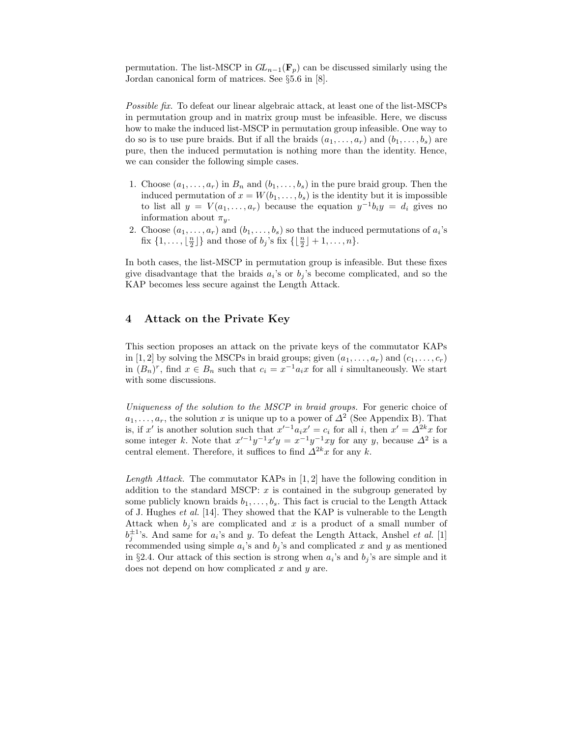permutation. The list-MSCP in $GL_{n-1}(\mathbf{F}_p)$ can be discussed similarly using the Jordan canonical form of matrices. See §5.6 in [8].

*Possible fix.* To defeat our linear algebraic attack, at least one of the list-MSCPs in permutation group and in matrix group must be infeasible. Here, we discuss how to make the induced list-MSCP in permutation group infeasible. One way to do so is to use pure braids. But if all the braids $(a_1, \ldots, a_r)$ and $(b_1, \ldots, b_s)$ are pure, then the induced permutation is nothing more than the identity. Hence, we can consider the following simple cases.

1. Choose $(a_1, \ldots, a_r)$ in $B_n$ and $(b_1, \ldots, b_s)$ in the pure braid group. Then the induced permutation of $x = W(b_1, \ldots, b_s)$ is the identity but it is impossible to list all $y = V(a_1, \ldots, a_r)$ because the equation $y^{-1}b_i y = d_i$ gives no information about $\pi_y$.
2. Choose $(a_1, \ldots, a_r)$ and $(b_1, \ldots, b_s)$ so that the induced permutations of $a_i$'s fix $\{1, \ldots, \lfloor \frac{n}{2} \rfloor\}$ and those of $b_j$'s fix $\{\lfloor \frac{n}{2} \rfloor + 1, \ldots, n\}$.

In both cases, the list-MSCP in permutation group is infeasible. But these fixes give disadvantage that the braids $a_i$'s or $b_j$'s become complicated, and so the KAP becomes less secure against the Length Attack.

## 4 Attack on the Private Key

This section proposes an attack on the private keys of the commutator KAPs in [1, 2] by solving the MSCPs in braid groups; given $(a_1, \ldots, a_r)$ and $(c_1, \ldots, c_r)$ in $(B_n)^r$, find $x \in B_n$ such that $c_i = x^{-1}a_i x$ for all $i$ simultaneously. We start with some discussions.

*Uniqueness of the solution to the MSCP in braid groups.* For generic choice of $a_1, \ldots, a_r$, the solution $x$ is unique up to a power of $\Delta^2$ (See Appendix B). That is, if $x'$ is another solution such that $x'^{-1}a_i x' = c_i$ for all $i$, then $x' = \Delta^{2k}x$ for some integer $k$. Note that $x'^{-1}y^{-1}x'y = x^{-1}y^{-1}xy$ for any $y$, because $\Delta^2$ is a central element. Therefore, it suffices to find $\Delta^{2k}x$ for any $k$.

*Length Attack.* The commutator KAPs in [1, 2] have the following condition in addition to the standard MSCP: $x$ is contained in the subgroup generated by some publicly known braids $b_1, \ldots, b_s$. This fact is crucial to the Length Attack of J. Hughes *et al.* [14]. They showed that the KAP is vulnerable to the Length Attack when $b_j$'s are complicated and $x$ is a product of a small number of $b_j^{\pm 1}$'s. And same for $a_i$'s and $y$. To defeat the Length Attack, Anshel *et al.* [1] recommended using simple $a_i$'s and $b_j$'s and complicated $x$ and $y$ as mentioned in §2.4. Our attack of this section is strong when $a_i$'s and $b_j$'s are simple and it does not depend on how complicated $x$ and $y$ are.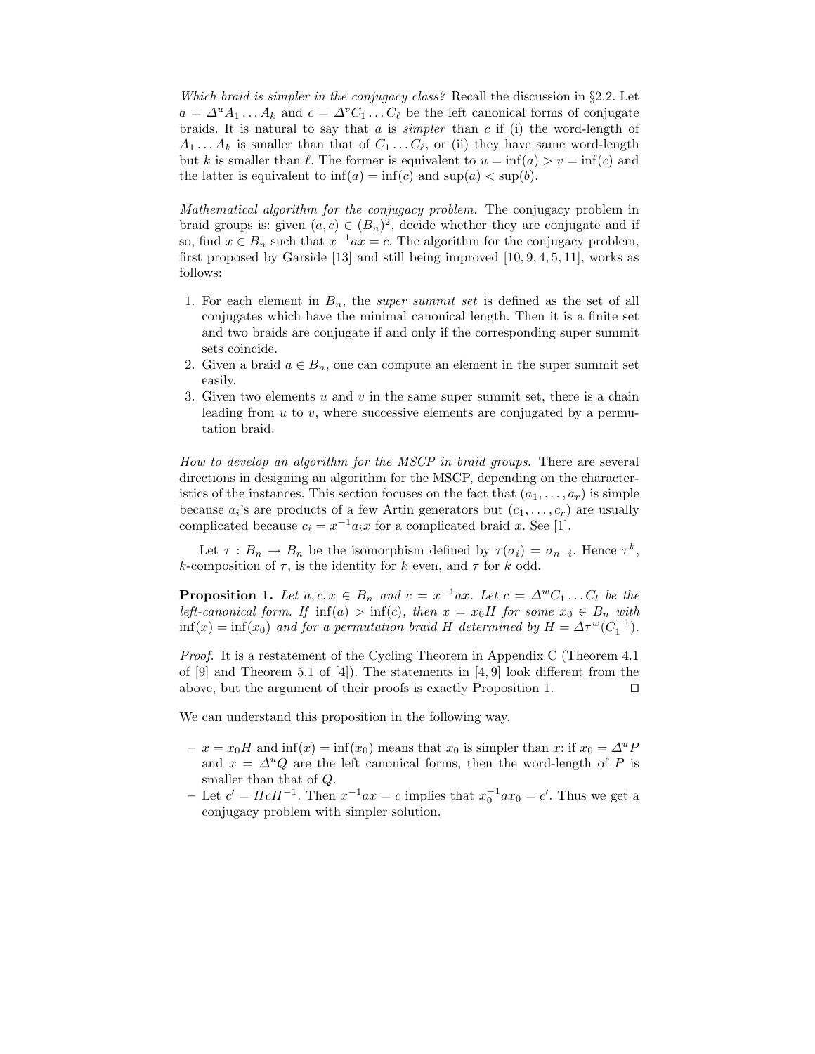*Which braid is simpler in the conjugacy class?* Recall the discussion in §2.2. Let $a = \Delta^u A_1 \ldots A_k$ and $c = \Delta^v C_1 \ldots C_\ell$ be the left canonical forms of conjugate braids. It is natural to say that $a$ is *simpler* than $c$ if (i) the word-length of $A_1 \ldots A_k$ is smaller than that of $C_1 \ldots C_\ell$, or (ii) they have same word-length but $k$ is smaller than $\ell$. The former is equivalent to $u = \inf(a) > v = \inf(c)$ and the latter is equivalent to $\inf(a) = \inf(c)$ and $\sup(a) < \sup(b)$.

*Mathematical algorithm for the conjugacy problem.* The conjugacy problem in braid groups is: given $(a, c) \in (B_n)^2$, decide whether they are conjugate and if so, find $x \in B_n$ such that $x^{-1}ax = c$. The algorithm for the conjugacy problem, first proposed by Garside [13] and still being improved [10, 9, 4, 5, 11], works as follows:

1. For each element in $B_n$, the *super summit set* is defined as the set of all conjugates which have the minimal canonical length. Then it is a finite set and two braids are conjugate if and only if the corresponding super summit sets coincide.
2. Given a braid $a \in B_n$, one can compute an element in the super summit set easily.
3. Given two elements $u$ and $v$ in the same super summit set, there is a chain leading from $u$ to $v$, where successive elements are conjugated by a permutation braid.

*How to develop an algorithm for the MSCP in braid groups.* There are several directions in designing an algorithm for the MSCP, depending on the characteristics of the instances. This section focuses on the fact that $(a_1, \ldots, a_r)$ is simple because $a_i$'s are products of a few Artin generators but $(c_1, \ldots, c_r)$ are usually complicated because $c_i = x^{-1}a_i x$ for a complicated braid $x$. See [1].

Let $\tau : B_n \to B_n$ be the isomorphism defined by $\tau(\sigma_i) = \sigma_{n-i}$. Hence $\tau^k$, $k$-composition of $\tau$, is the identity for $k$ even, and $\tau$ for $k$ odd.

**Proposition 1.** *Let $a, c, x \in B_n$ and $c = x^{-1}ax$. Let $c = \Delta^w C_1 \ldots C_l$ be the left-canonical form. If $\inf(a) > \inf(c)$, then $x = x_0 H$ for some $x_0 \in B_n$ with $\inf(x) = \inf(x_0)$ and for a permutation braid $H$ determined by $H = \Delta \tau^w(C_1^{-1})$.*

*Proof.* It is a restatement of the Cycling Theorem in Appendix C (Theorem 4.1 of [9] and Theorem 5.1 of [4]). The statements in [4, 9] look different from the above, but the argument of their proofs is exactly Proposition 1. ◻

We can understand this proposition in the following way.

- $x = x_0 H$ and $\inf(x) = \inf(x_0)$ means that $x_0$ is simpler than $x$: if $x_0 = \Delta^u P$ and $x = \Delta^u Q$ are the left canonical forms, then the word-length of $P$ is smaller than that of $Q$.
- Let $c' = HcH^{-1}$. Then $x^{-1}ax = c$ implies that $x_0^{-1}ax_0 = c'$. Thus we get a conjugacy problem with simpler solution.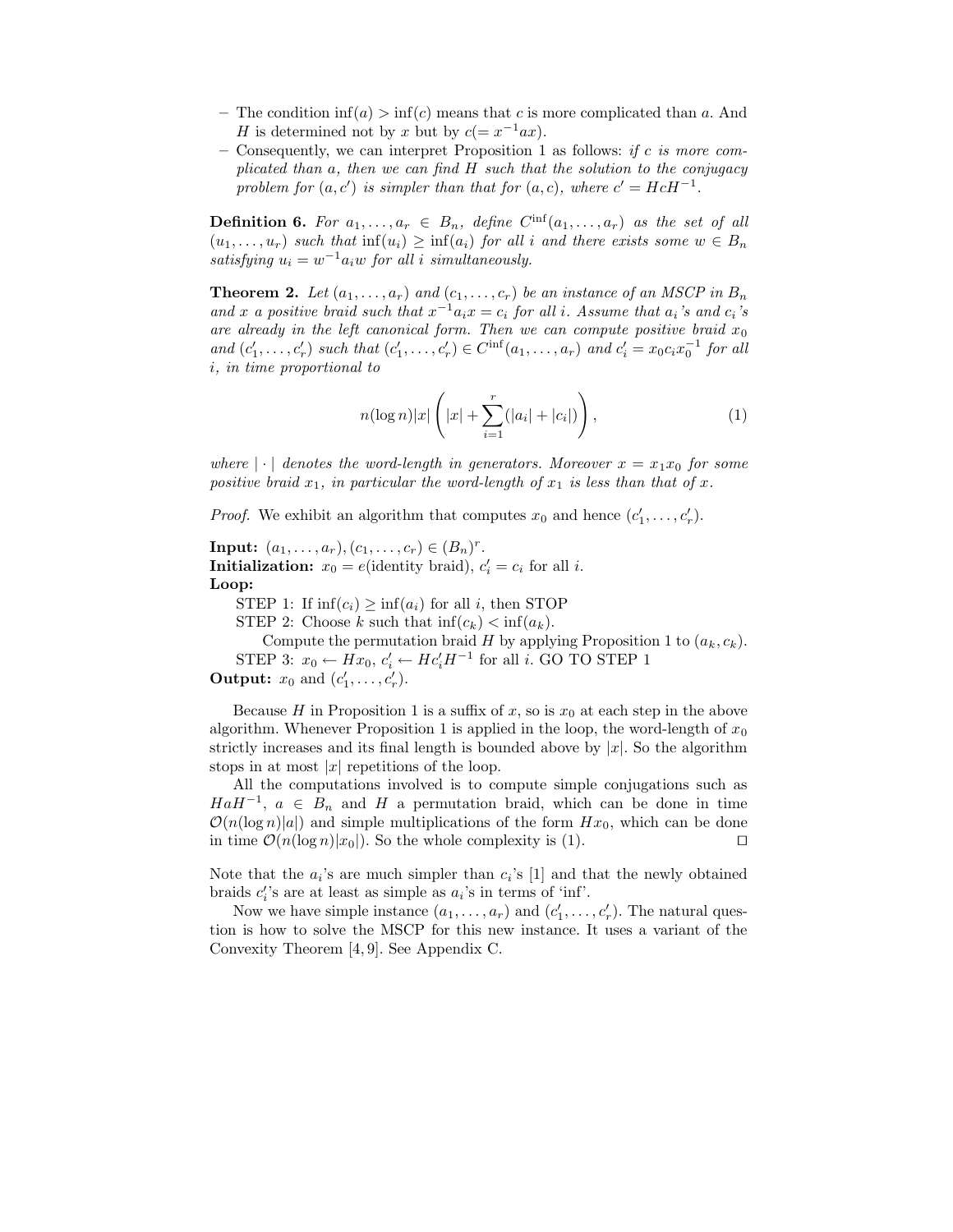- The condition $\inf(a) > \inf(c)$ means that $c$ is more complicated than $a$. And $H$ is determined not by $x$ but by $c(= x^{-1}ax)$.
- Consequently, we can interpret Proposition 1 as follows: *if $c$ is more complicated than $a$, then we can find $H$ such that the solution to the conjugacy problem for $(a, c')$ is simpler than that for $(a, c)$, where $c' = HcH^{-1}$.*

**Definition 6.** *For $a_1, \ldots, a_r \in B_n$, define $C^{\inf}(a_1, \ldots, a_r)$ as the set of all $(u_1, \ldots, u_r)$ such that $\inf(u_i) \geq \inf(a_i)$ for all $i$ and there exists some $w \in B_n$ satisfying $u_i = w^{-1}a_i w$ for all $i$ simultaneously.*

**Theorem 2.** *Let $(a_1, \ldots, a_r)$ and $(c_1, \ldots, c_r)$ be an instance of an MSCP in $B_n$ and $x$ a positive braid such that $x^{-1}a_i x = c_i$ for all $i$. Assume that $a_i$'s and $c_i$'s are already in the left canonical form. Then we can compute positive braid $x_0$ and $(c'_1, \ldots, c'_r)$ such that $(c'_1, \ldots, c'_r) \in C^{\inf}(a_1, \ldots, a_r)$ and $c'_i = x_0 c_i x_0^{-1}$ for all $i$, in time proportional to*

$$n(\log n)|x| \left( |x| + \sum_{i=1}^{r} (|a_i| + |c_i|) \right), \tag{1}$$

*where $|\cdot|$ denotes the word-length in generators. Moreover $x = x_1 x_0$ for some positive braid $x_1$, in particular the word-length of $x_1$ is less than that of $x$.*

*Proof.* We exhibit an algorithm that computes $x_0$ and hence $(c'_1, \ldots, c'_r)$.

**Input:** $(a_1, \ldots, a_r), (c_1, \ldots, c_r) \in (B_n)^r$.
**Initialization:** $x_0 = e$(identity braid), $c'_i = c_i$ for all $i$.
**Loop:**

STEP 1: If $\inf(c_i) \geq \inf(a_i)$ for all $i$, then STOP

STEP 2: Choose $k$ such that $\inf(c_k) < \inf(a_k)$.

Compute the permutation braid $H$ by applying Proposition 1 to $(a_k, c_k)$.

STEP 3: $x_0 \leftarrow Hx_0$, $c'_i \leftarrow Hc'_i H^{-1}$ for all $i$. GO TO STEP 1

**Output:** $x_0$ and $(c'_1, \ldots, c'_r)$.

Because $H$ in Proposition 1 is a suffix of $x$, so is $x_0$ at each step in the above algorithm. Whenever Proposition 1 is applied in the loop, the word-length of $x_0$ strictly increases and its final length is bounded above by $|x|$. So the algorithm stops in at most $|x|$ repetitions of the loop.

All the computations involved is to compute simple conjugations such as $HaH^{-1}$, $a \in B_n$ and $H$ a permutation braid, which can be done in time $\mathcal{O}(n(\log n)|a|)$ and simple multiplications of the form $Hx_0$, which can be done in time $\mathcal{O}(n(\log n)|x_0|)$. So the whole complexity is (1). ◻

Note that the $a_i$'s are much simpler than $c_i$'s [1] and that the newly obtained braids $c'_i$'s are at least as simple as $a_i$'s in terms of 'inf'.

Now we have simple instance $(a_1, \ldots, a_r)$ and $(c'_1, \ldots, c'_r)$. The natural question is how to solve the MSCP for this new instance. It uses a variant of the Convexity Theorem [4, 9]. See Appendix C.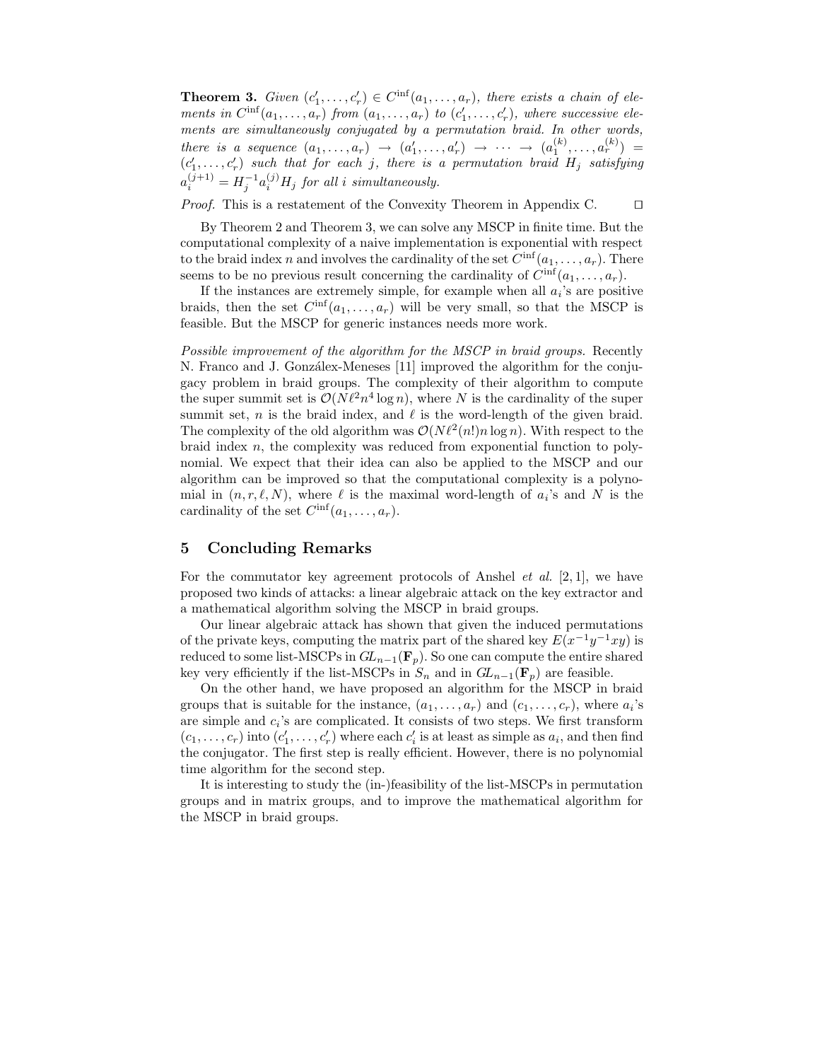**Theorem 3.** *Given $(c'_1, \ldots, c'_r) \in C^{\inf}(a_1, \ldots, a_r)$, there exists a chain of elements in $C^{\inf}(a_1, \ldots, a_r)$ from $(a_1, \ldots, a_r)$ to $(c'_1, \ldots, c'_r)$, where successive elements are simultaneously conjugated by a permutation braid. In other words, there is a sequence $(a_1, \ldots, a_r) \to (a'_1, \ldots, a'_r) \to \cdots \to (a_1^{(k)}, \ldots, a_r^{(k)}) = (c'_1, \ldots, c'_r)$ such that for each $j$, there is a permutation braid $H_j$ satisfying $a_i^{(j+1)} = H_j^{-1} a_i^{(j)} H_j$ for all $i$ simultaneously.*

*Proof.* This is a restatement of the Convexity Theorem in Appendix C. □

By Theorem 2 and Theorem 3, we can solve any MSCP in finite time. But the computational complexity of a naive implementation is exponential with respect to the braid index $n$ and involves the cardinality of the set $C^{\inf}(a_1, \ldots, a_r)$. There seems to be no previous result concerning the cardinality of $C^{\inf}(a_1, \ldots, a_r)$.

If the instances are extremely simple, for example when all $a_i$'s are positive braids, then the set $C^{\inf}(a_1, \ldots, a_r)$ will be very small, so that the MSCP is feasible. But the MSCP for generic instances needs more work.

*Possible improvement of the algorithm for the MSCP in braid groups.* Recently N. Franco and J. González-Meneses [11] improved the algorithm for the conjugacy problem in braid groups. The complexity of their algorithm to compute the super summit set is $\mathcal{O}(N\ell^2 n^4 \log n)$, where $N$ is the cardinality of the super summit set, $n$ is the braid index, and $\ell$ is the word-length of the given braid. The complexity of the old algorithm was $\mathcal{O}(N\ell^2 (n!) n \log n)$. With respect to the braid index $n$, the complexity was reduced from exponential function to polynomial. We expect that their idea can also be applied to the MSCP and our algorithm can be improved so that the computational complexity is a polynomial in $(n, r, \ell, N)$, where $\ell$ is the maximal word-length of $a_i$'s and $N$ is the cardinality of the set $C^{\inf}(a_1, \ldots, a_r)$.

## 5 Concluding Remarks

For the commutator key agreement protocols of Anshel *et al.* [2, 1], we have proposed two kinds of attacks: a linear algebraic attack on the key extractor and a mathematical algorithm solving the MSCP in braid groups.

Our linear algebraic attack has shown that given the induced permutations of the private keys, computing the matrix part of the shared key $E(x^{-1}y^{-1}xy)$ is reduced to some list-MSCPs in $GL_{n-1}(\mathbf{F}_p)$. So one can compute the entire shared key very efficiently if the list-MSCPs in $S_n$ and in $GL_{n-1}(\mathbf{F}_p)$ are feasible.

On the other hand, we have proposed an algorithm for the MSCP in braid groups that is suitable for the instance, $(a_1, \ldots, a_r)$ and $(c_1, \ldots, c_r)$, where $a_i$'s are simple and $c_i$'s are complicated. It consists of two steps. We first transform $(c_1, \ldots, c_r)$ into $(c'_1, \ldots, c'_r)$ where each $c'_i$ is at least as simple as $a_i$, and then find the conjugator. The first step is really efficient. However, there is no polynomial time algorithm for the second step.

It is interesting to study the (in-)feasibility of the list-MSCPs in permutation groups and in matrix groups, and to improve the mathematical algorithm for the MSCP in braid groups.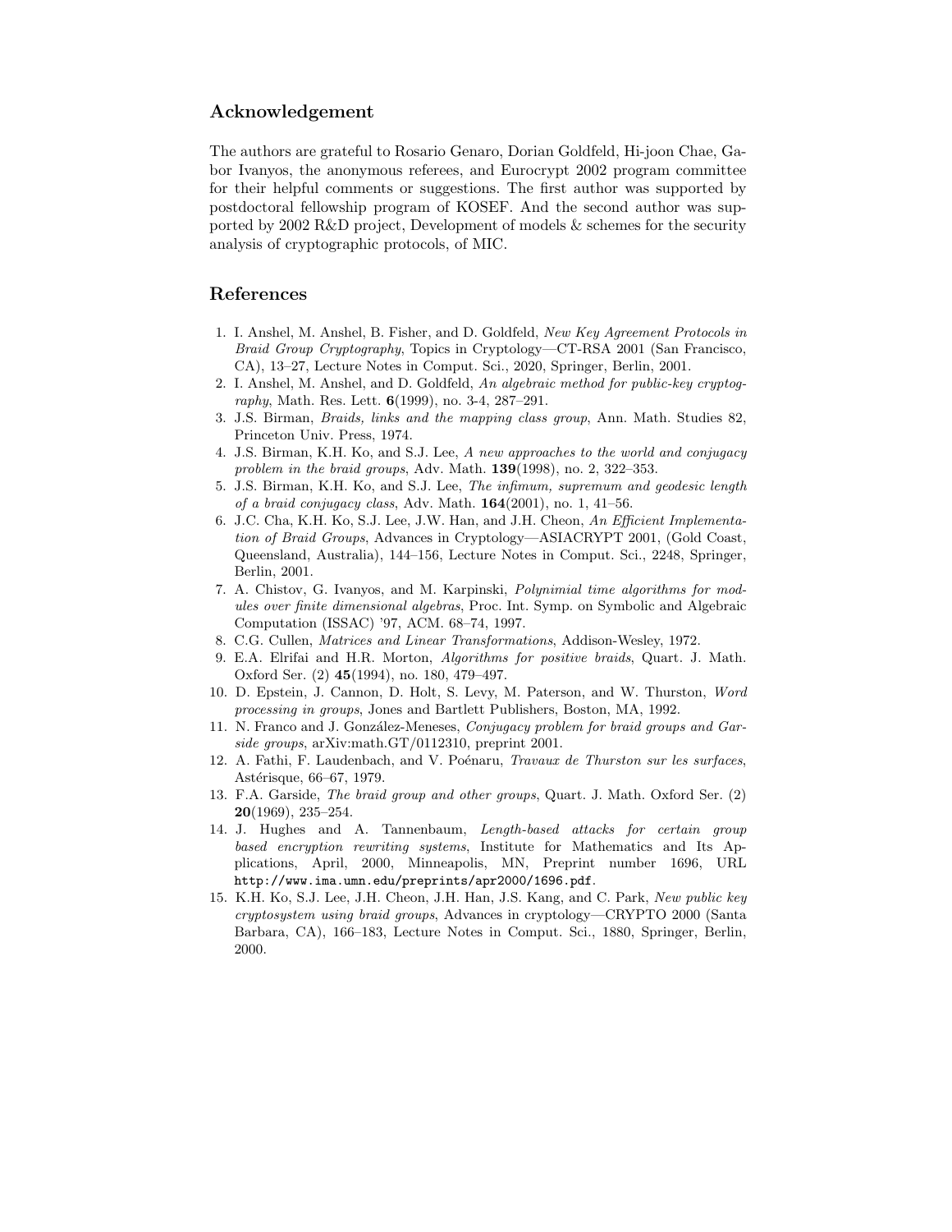## Acknowledgement

The authors are grateful to Rosario Genaro, Dorian Goldfeld, Hi-joon Chae, Gabor Ivanyos, the anonymous referees, and Eurocrypt 2002 program committee for their helpful comments or suggestions. The first author was supported by postdoctoral fellowship program of KOSEF. And the second author was supported by 2002 R&D project, Development of models & schemes for the security analysis of cryptographic protocols, of MIC.

## References

1. I. Anshel, M. Anshel, B. Fisher, and D. Goldfeld, *New Key Agreement Protocols in Braid Group Cryptography*, Topics in Cryptology—CT-RSA 2001 (San Francisco, CA), 13–27, Lecture Notes in Comput. Sci., 2020, Springer, Berlin, 2001.
2. I. Anshel, M. Anshel, and D. Goldfeld, *An algebraic method for public-key cryptography*, Math. Res. Lett. **6**(1999), no. 3-4, 287–291.
3. J.S. Birman, *Braids, links and the mapping class group*, Ann. Math. Studies 82, Princeton Univ. Press, 1974.
4. J.S. Birman, K.H. Ko, and S.J. Lee, *A new approaches to the world and conjugacy problem in the braid groups*, Adv. Math. **139**(1998), no. 2, 322–353.
5. J.S. Birman, K.H. Ko, and S.J. Lee, *The infimum, supremum and geodesic length of a braid conjugacy class*, Adv. Math. **164**(2001), no. 1, 41–56.
6. J.C. Cha, K.H. Ko, S.J. Lee, J.W. Han, and J.H. Cheon, *An Efficient Implementation of Braid Groups*, Advances in Cryptology—ASIACRYPT 2001, (Gold Coast, Queensland, Australia), 144–156, Lecture Notes in Comput. Sci., 2248, Springer, Berlin, 2001.
7. A. Chistov, G. Ivanyos, and M. Karpinski, *Polynimial time algorithms for modules over finite dimensional algebras*, Proc. Int. Symp. on Symbolic and Algebraic Computation (ISSAC) '97, ACM. 68–74, 1997.
8. C.G. Cullen, *Matrices and Linear Transformations*, Addison-Wesley, 1972.
9. E.A. Elrifai and H.R. Morton, *Algorithms for positive braids*, Quart. J. Math. Oxford Ser. (2) **45**(1994), no. 180, 479–497.
10. D. Epstein, J. Cannon, D. Holt, S. Levy, M. Paterson, and W. Thurston, *Word processing in groups*, Jones and Bartlett Publishers, Boston, MA, 1992.
11. N. Franco and J. González-Meneses, *Conjugacy problem for braid groups and Garside groups*, arXiv:math.GT/0112310, preprint 2001.
12. A. Fathi, F. Laudenbach, and V. Poénaru, *Travaux de Thurston sur les surfaces*, Astérisque, 66–67, 1979.
13. F.A. Garside, *The braid group and other groups*, Quart. J. Math. Oxford Ser. (2) **20**(1969), 235–254.
14. J. Hughes and A. Tannenbaum, *Length-based attacks for certain group based encryption rewriting systems*, Institute for Mathematics and Its Applications, April, 2000, Minneapolis, MN, Preprint number 1696, URL http://www.ima.umn.edu/preprints/apr2000/1696.pdf.
15. K.H. Ko, S.J. Lee, J.H. Cheon, J.H. Han, J.S. Kang, and C. Park, *New public key cryptosystem using braid groups*, Advances in cryptology—CRYPTO 2000 (Santa Barbara, CA), 166–183, Lecture Notes in Comput. Sci., 1880, Springer, Berlin, 2000.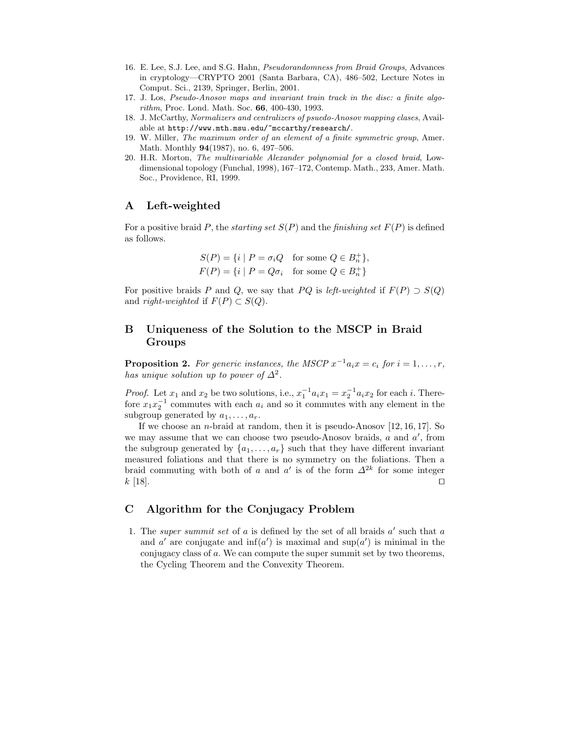16. E. Lee, S.J. Lee, and S.G. Hahn, *Pseudorandomness from Braid Groups*, Advances in cryptology—CRYPTO 2001 (Santa Barbara, CA), 486–502, Lecture Notes in Comput. Sci., 2139, Springer, Berlin, 2001.
17. J. Los, *Pseudo-Anosov maps and invariant train track in the disc: a finite algorithm*, Proc. Lond. Math. Soc. **66**, 400-430, 1993.
18. J. McCarthy, *Normalizers and centralizers of psuedo-Anosov mapping clases*, Available at `http://www.mth.msu.edu/~mccarthy/research/`.
19. W. Miller, *The maximum order of an element of a finite symmetric group*, Amer. Math. Monthly **94**(1987), no. 6, 497–506.
20. H.R. Morton, *The multivariable Alexander polynomial for a closed braid*, Low-dimensional topology (Funchal, 1998), 167–172, Contemp. Math., 233, Amer. Math. Soc., Providence, RI, 1999.

# A Left-weighted

For a positive braid $P$, the *starting set* $S(P)$ and the *finishing set* $F(P)$ is defined as follows.

$$S(P) = \{i \mid P = \sigma_i Q \quad \text{for some } Q \in B_n^+\},$$
$$F(P) = \{i \mid P = Q\sigma_i \quad \text{for some } Q \in B_n^+\}$$

For positive braids $P$ and $Q$, we say that $PQ$ is *left-weighted* if $F(P) \supset S(Q)$ and *right-weighted* if $F(P) \subset S(Q)$.

# B Uniqueness of the Solution to the MSCP in Braid Groups

**Proposition 2.** *For generic instances, the MSCP $x^{-1}a_ix = c_i$ for $i = 1, \dots, r$, has unique solution up to power of $\Delta^2$.*

*Proof.* Let $x_1$ and $x_2$ be two solutions, i.e., $x_1^{-1}a_ix_1 = x_2^{-1}a_ix_2$ for each $i$. Therefore $x_1x_2^{-1}$ commutes with each $a_i$ and so it commutes with any element in the subgroup generated by $a_1, \dots, a_r$.

If we choose an $n$-braid at random, then it is pseudo-Anosov [12, 16, 17]. So we may assume that we can choose two pseudo-Anosov braids, $a$ and $a'$, from the subgroup generated by $\{a_1, \dots, a_r\}$ such that they have different invariant measured foliations and that there is no symmetry on the foliations. Then a braid commuting with both of $a$ and $a'$ is of the form $\Delta^{2k}$ for some integer $k$ [18]. □

# C Algorithm for the Conjugacy Problem

1. The *super summit set* of $a$ is defined by the set of all braids $a'$ such that $a$ and $a'$ are conjugate and $\inf(a')$ is maximal and $\sup(a')$ is minimal in the conjugacy class of $a$. We can compute the super summit set by two theorems, the Cycling Theorem and the Convexity Theorem.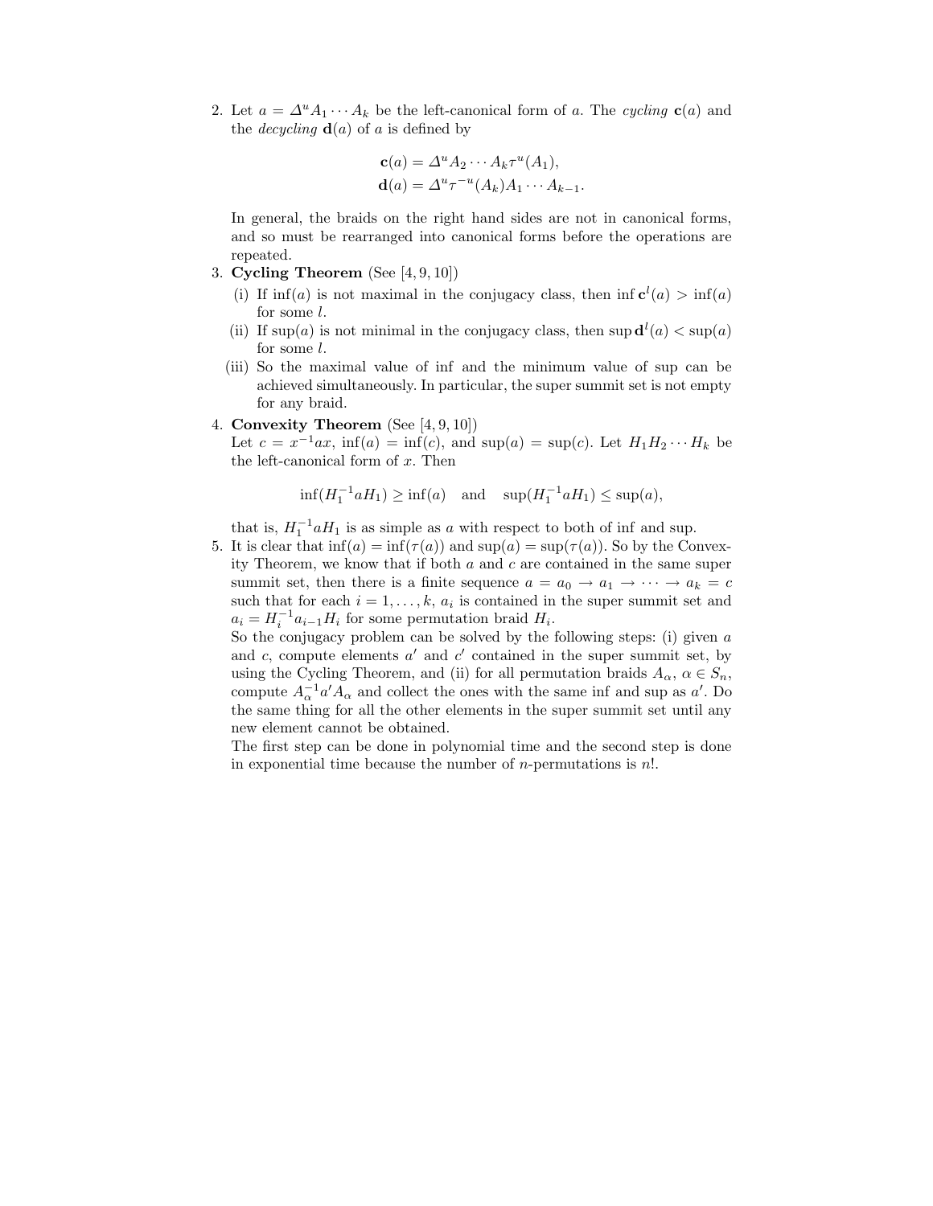2. Let $a = \Delta^u A_1 \cdots A_k$ be the left-canonical form of $a$. The *cycling* $\mathbf{c}(a)$ and the *decycling* $\mathbf{d}(a)$ of $a$ is defined by

$$\mathbf{c}(a) = \Delta^u A_2 \cdots A_k \tau^u(A_1),$$
$$\mathbf{d}(a) = \Delta^u \tau^{-u}(A_k) A_1 \cdots A_{k-1}.$$

   In general, the braids on the right hand sides are not in canonical forms, and so must be rearranged into canonical forms before the operations are repeated.

3. **Cycling Theorem** (See [4, 9, 10])
   (i) If $\inf(a)$ is not maximal in the conjugacy class, then $\inf \mathbf{c}^l(a) > \inf(a)$ for some $l$.
   (ii) If $\sup(a)$ is not minimal in the conjugacy class, then $\sup \mathbf{d}^l(a) < \sup(a)$ for some $l$.
   (iii) So the maximal value of inf and the minimum value of sup can be achieved simultaneously. In particular, the super summit set is not empty for any braid.

4. **Convexity Theorem** (See [4, 9, 10])
   Let $c = x^{-1}ax$, $\inf(a) = \inf(c)$, and $\sup(a) = \sup(c)$. Let $H_1 H_2 \cdots H_k$ be the left-canonical form of $x$. Then

$$\inf(H_1^{-1} a H_1) \geq \inf(a) \quad \text{and} \quad \sup(H_1^{-1} a H_1) \leq \sup(a),$$

   that is, $H_1^{-1} a H_1$ is as simple as $a$ with respect to both of inf and sup.

5. It is clear that $\inf(a) = \inf(\tau(a))$ and $\sup(a) = \sup(\tau(a))$. So by the Convexity Theorem, we know that if both $a$ and $c$ are contained in the same super summit set, then there is a finite sequence $a = a_0 \to a_1 \to \cdots \to a_k = c$ such that for each $i = 1, \ldots, k$, $a_i$ is contained in the super summit set and $a_i = H_i^{-1} a_{i-1} H_i$ for some permutation braid $H_i$.
   So the conjugacy problem can be solved by the following steps: (i) given $a$ and $c$, compute elements $a'$ and $c'$ contained in the super summit set, by using the Cycling Theorem, and (ii) for all permutation braids $A_\alpha$, $\alpha \in S_n$, compute $A_\alpha^{-1} a' A_\alpha$ and collect the ones with the same inf and sup as $a'$. Do the same thing for all the other elements in the super summit set until any new element cannot be obtained.
   The first step can be done in polynomial time and the second step is done in exponential time because the number of $n$-permutations is $n!$.